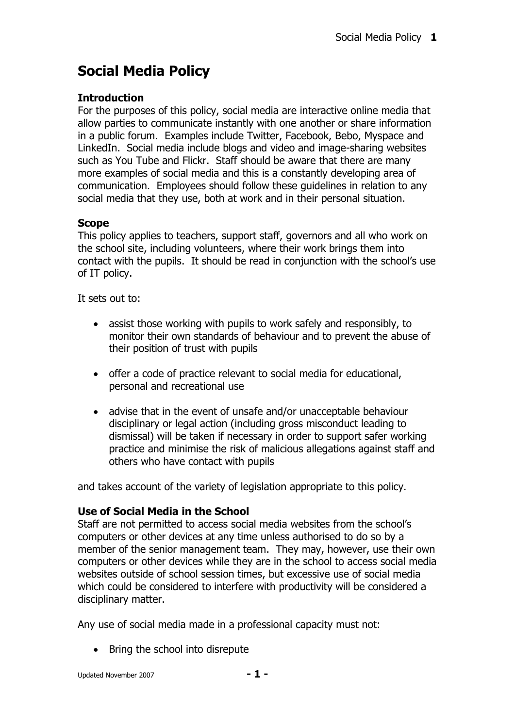# Social Media Policy

### Introduction

For the purposes of this policy, social media are interactive online media that allow parties to communicate instantly with one another or share information in a public forum. Examples include Twitter, Facebook, Bebo, Myspace and LinkedIn. Social media include blogs and video and image-sharing websites such as You Tube and Flickr. Staff should be aware that there are many more examples of social media and this is a constantly developing area of communication. Employees should follow these guidelines in relation to any social media that they use, both at work and in their personal situation.

### Scope

This policy applies to teachers, support staff, governors and all who work on the school site, including volunteers, where their work brings them into contact with the pupils. It should be read in conjunction with the school's use of IT policy.

It sets out to:

- assist those working with pupils to work safely and responsibly, to monitor their own standards of behaviour and to prevent the abuse of their position of trust with pupils
- offer a code of practice relevant to social media for educational, personal and recreational use
- advise that in the event of unsafe and/or unacceptable behaviour disciplinary or legal action (including gross misconduct leading to dismissal) will be taken if necessary in order to support safer working practice and minimise the risk of malicious allegations against staff and others who have contact with pupils

and takes account of the variety of legislation appropriate to this policy.

### Use of Social Media in the School

Staff are not permitted to access social media websites from the school's computers or other devices at any time unless authorised to do so by a member of the senior management team. They may, however, use their own computers or other devices while they are in the school to access social media websites outside of school session times, but excessive use of social media which could be considered to interfere with productivity will be considered a disciplinary matter.

Any use of social media made in a professional capacity must not:

- Bring the school into disrepute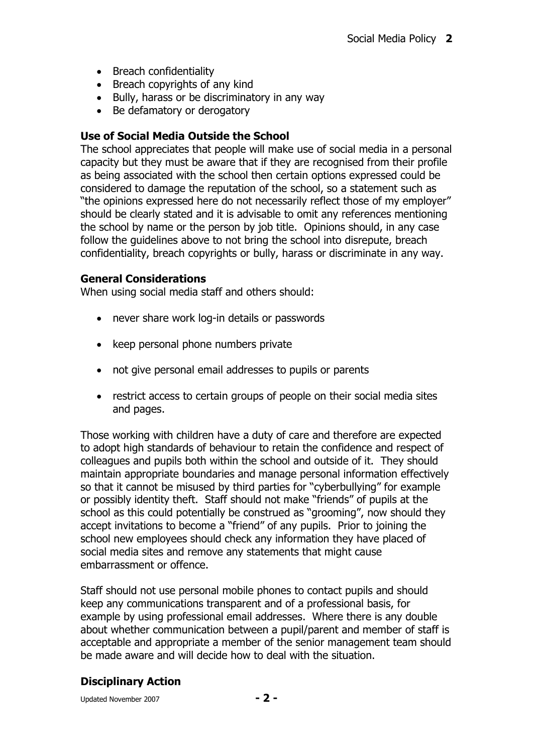- Breach confidentiality
- Breach copyrights of any kind
- Bully, harass or be discriminatory in any way
- Be defamatory or derogatory

**Use of Social Media Outside the School**

The school appreciates that people will make use of social media in a personal capacity but they must be aware that if they are recognised from their profile as being associated with the school then certain options expressed could be considered to damage the reputation of the school, so a statement such as "the opinions expressed here do not necessarily reflect those of my employer" should be clearly stated and it is advisable to omit any references mentioning the school by name or the person by job title. Opinions should, in any case follow the guidelines above to not bring the school into disrepute, breach confidentiality, breach copyrights or bully, harass or discriminate in any way.

**General Considerations**

When using social media staff and others should:

- never share work log-in details or passwords
- keep personal phone numbers private
- not give personal email addresses to pupils or parents
- restrict access to certain groups of people on their social media sites and pages.

Those working with children have a duty of care and therefore are expected to adopt high standards of behaviour to retain the confidence and respect of colleagues and pupils both within the school and outside of it. They should maintain appropriate boundaries and manage personal information effectively so that it cannot be misused by third parties for "cyberbullying" for example or possibly identity theft. Staff should not make "friends" of pupils at the school as this could potentially be construed as "grooming", now should they accept invitations to become a "friend" of any pupils. Prior to joining the school new employees should check any information they have placed of social media sites and remove any statements that might cause embarrassment or offence.

Staff should not use personal mobile phones to contact pupils and should keep any communications transparent and of a professional basis, for example by using professional email addresses. Where there is any double about whether communication between a pupil/parent and member of staff is acceptable and appropriate a member of the senior management team should be made aware and will decide how to deal with the situation.

**Disciplinary Action**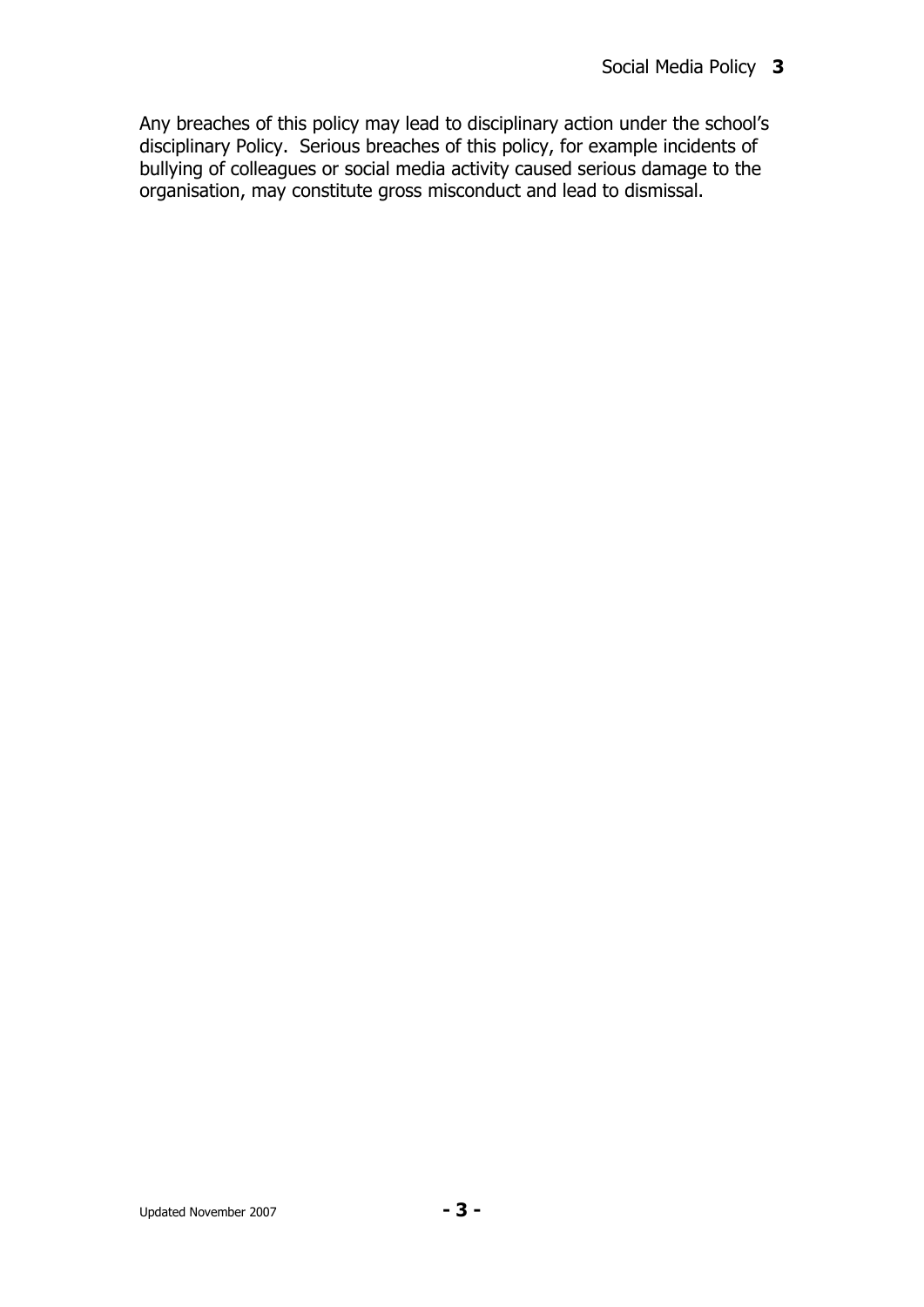Any breaches of this policy may lead to disciplinary action under the school's disciplinary Policy. Serious breaches of this policy, for example incidents of bullying of colleagues or social media activity caused serious damage to the organisation, may constitute gross misconduct and lead to dismissal.